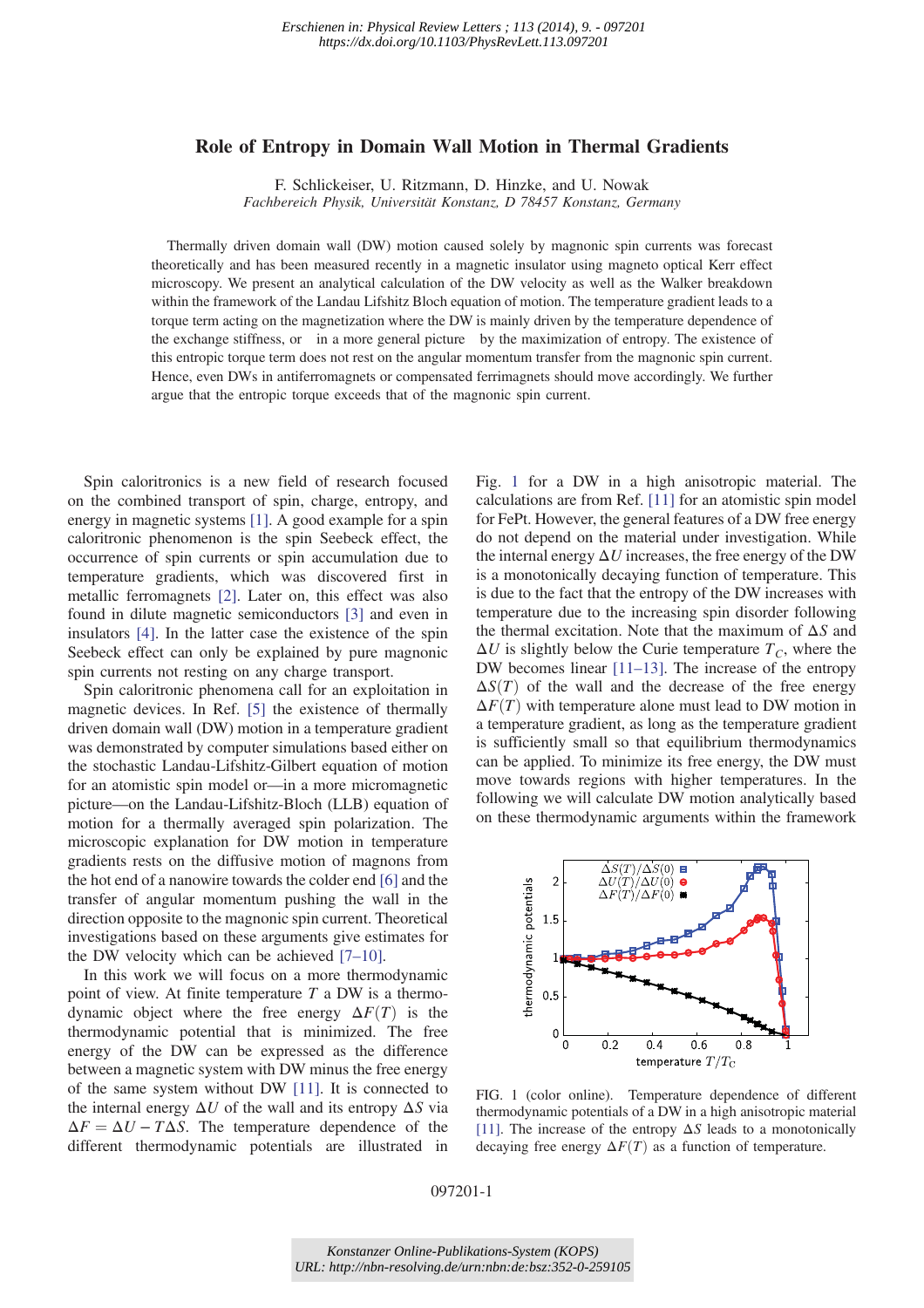# Role of Entropy in Domain Wall Motion in Thermal Gradients

F. Schlickeiser, U. Ritzmann, D. Hinzke, and U. Nowak

*Fachbereich Physik, Universität Konstanz, D 78457 Konstanz, Germany*

Thermally driven domain wall (DW) motion caused solely by magnonic spin currents was forecast theoretically and has been measured recently in a magnetic insulator using magneto optical Kerr effect microscopy. We present an analytical calculation of the DW velocity as well as the Walker breakdown within the framework of the Landau Lifshitz Bloch equation of motion. The temperature gradient leads to a torque term acting on the magnetization where the DW is mainly driven by the temperature dependence of the exchange stiffness, or in a more general picture by the maximization of entropy. The existence of this entropic torque term does not rest on the angular momentum transfer from the magnonic spin current. Hence, even DWs in antiferromagnets or compensated ferrimagnets should move accordingly. We further argue that the entropic torque exceeds that of the magnonic spin current.

Spin caloritronics is a new field of research focused on the combined transport of spin, charge, entropy, and energy in magnetic systems [1]. A good example for a spin caloritronic phenomenon is the spin Seebeck effect, the occurrence of spin currents or spin accumulation due to temperature gradients, which was discovered first in metallic ferromagnets [2]. Later on, this effect was also found in dilute magnetic semiconductors [3] and even in insulators [4]. In the latter case the existence of the spin Seebeck effect can only be explained by pure magnonic spin currents not resting on any charge transport.

Spin caloritronic phenomena call for an exploitation in magnetic devices. In Ref. [5] the existence of thermally driven domain wall (DW) motion in a temperature gradient was demonstrated by computer simulations based either on the stochastic Landau-Lifshitz-Gilbert equation of motion for an atomistic spin model or—in a more micromagnetic picture—on the Landau-Lifshitz-Bloch (LLB) equation of motion for a thermally averaged spin polarization. The microscopic explanation for DW motion in temperature gradients rests on the diffusive motion of magnons from the hot end of a nanowire towards the colder end [6] and the transfer of angular momentum pushing the wall in the direction opposite to the magnonic spin current. Theoretical investigations based on these arguments give estimates for the DW velocity which can be achieved [7–10].

In this work we will focus on a more thermodynamic point of view. At finite temperature $T$ a DW is a thermodynamic object where the free energy $\Delta F(T)$ is the thermodynamic potential that is minimized. The free energy of the DW can be expressed as the difference between a magnetic system with DW minus the free energy of the same system without DW [11]. It is connected to the internal energy $\Delta U$ of the wall and its entropy $\Delta S$ via $\Delta F = \Delta U - T\Delta S$. The temperature dependence of the different thermodynamic potentials are illustrated in Fig. 1 for a DW in a high anisotropic material. The calculations are from Ref. [11] for an atomistic spin model for FePt. However, the general features of a DW free energy do not depend on the material under investigation. While the internal energy $\Delta U$ increases, the free energy of the DW is a monotonically decaying function of temperature. This is due to the fact that the entropy of the DW increases with temperature due to the increasing spin disorder following the thermal excitation. Note that the maximum of $\Delta S$ and $\Delta U$ is slightly below the Curie temperature $T_C$, where the DW becomes linear [11–13]. The increase of the entropy $\Delta S(T)$ of the wall and the decrease of the free energy $\Delta F(T)$ with temperature alone must lead to DW motion in a temperature gradient, as long as the temperature gradient is sufficiently small so that equilibrium thermodynamics can be applied. To minimize its free energy, the DW must move towards regions with higher temperatures. In the following we will calculate DW motion analytically based on these thermodynamic arguments within the framework

FIG. 1 (color online). Temperature dependence of different thermodynamic potentials of a DW in a high anisotropic material [11]. The increase of the entropy $\Delta S$ leads to a monotonically decaying free energy $\Delta F(T)$ as a function of temperature.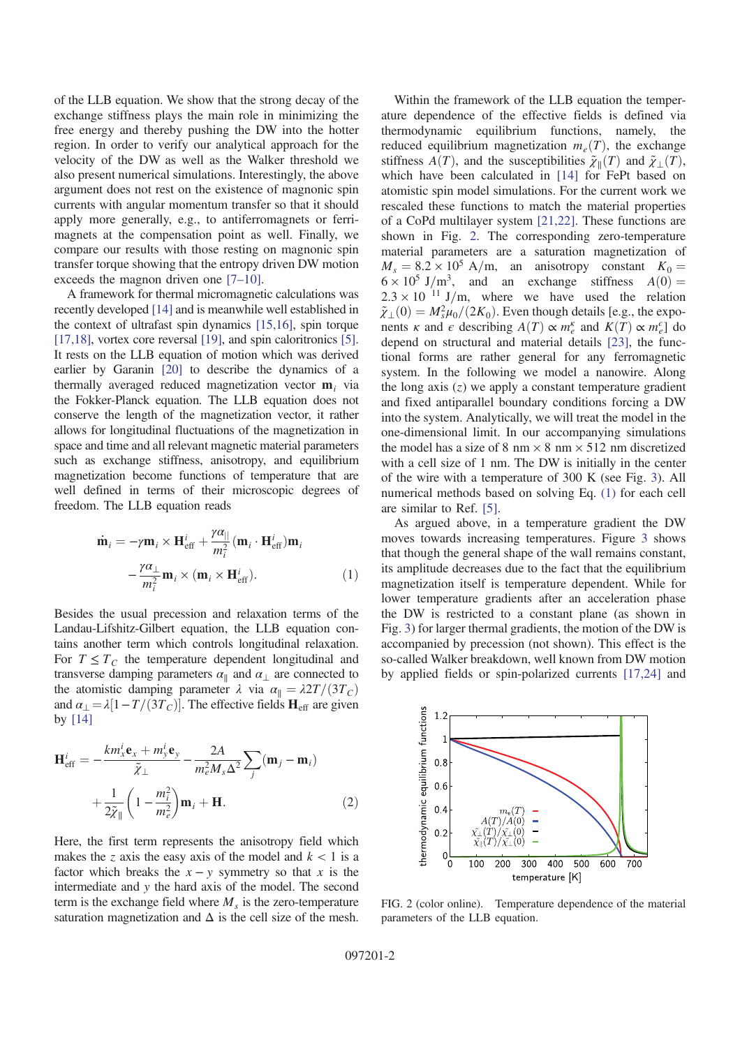of the LLB equation. We show that the strong decay of the exchange stiffness plays the main role in minimizing the free energy and thereby pushing the DW into the hotter region. In order to verify our analytical approach for the velocity of the DW as well as the Walker threshold we also present numerical simulations. Interestingly, the above argument does not rest on the existence of magnonic spin currents with angular momentum transfer so that it should apply more generally, e.g., to antiferromagnets or ferrimagnets at the compensation point as well. Finally, we compare our results with those resting on magnonic spin transfer torque showing that the entropy driven DW motion exceeds the magnon driven one [7–10].

A framework for thermal micromagnetic calculations was recently developed [14] and is meanwhile well established in the context of ultrafast spin dynamics [15,16], spin torque [17,18], vortex core reversal [19], and spin caloritronics [5]. It rests on the LLB equation of motion which was derived earlier by Garanin [20] to describe the dynamics of a thermally averaged reduced magnetization vector $\mathbf{m}_i$ via the Fokker-Planck equation. The LLB equation does not conserve the length of the magnetization vector, it rather allows for longitudinal fluctuations of the magnetization in space and time and all relevant magnetic material parameters such as exchange stiffness, anisotropy, and equilibrium magnetization become functions of temperature that are well defined in terms of their microscopic degrees of freedom. The LLB equation reads

$$\dot{\mathbf{m}}_i = -\gamma \mathbf{m}_i \times \mathbf{H}^i_{\mathrm{eff}} + \frac{\gamma \alpha_{\|}}{m_i^2}(\mathbf{m}_i \cdot \mathbf{H}^i_{\mathrm{eff}})\mathbf{m}_i - \frac{\gamma \alpha_{\perp}}{m_i^2}\mathbf{m}_i \times (\mathbf{m}_i \times \mathbf{H}^i_{\mathrm{eff}}). \tag{1}$$

Besides the usual precession and relaxation terms of the Landau-Lifshitz-Gilbert equation, the LLB equation contains another term which controls longitudinal relaxation. For $T \leq T_C$ the temperature dependent longitudinal and transverse damping parameters $\alpha_{\|}$ and $\alpha_{\perp}$ are connected to the atomistic damping parameter $\lambda$ via $\alpha_{\|} = \lambda 2T/(3T_C)$ and $\alpha_{\perp} = \lambda[1 - T/(3T_C)]$. The effective fields $\mathbf{H}_{\mathrm{eff}}$ are given by [14]

$$\mathbf{H}^i_{\mathrm{eff}} = -\frac{k m^i_x \mathbf{e}_x + m^i_y \mathbf{e}_y}{\tilde{\chi}_{\perp}} - \frac{2A}{m_e^2 M_s \Delta^2}\sum_j (\mathbf{m}_j - \mathbf{m}_i) + \frac{1}{2\tilde{\chi}_{\|}}\left(1 - \frac{m_i^2}{m_e^2}\right)\mathbf{m}_i + \mathbf{H}. \tag{2}$$

Here, the first term represents the anisotropy field which makes the $z$ axis the easy axis of the model and $k < 1$ is a factor which breaks the $x - y$ symmetry so that $x$ is the intermediate and $y$ the hard axis of the model. The second term is the exchange field where $M_s$ is the zero-temperature saturation magnetization and $\Delta$ is the cell size of the mesh.

Within the framework of the LLB equation the temperature dependence of the effective fields is defined via thermodynamic equilibrium functions, namely, the reduced equilibrium magnetization $m_e(T)$, the exchange stiffness $A(T)$, and the susceptibilities $\tilde{\chi}_{\|}(T)$ and $\tilde{\chi}_{\perp}(T)$, which have been calculated in [14] for FePt based on atomistic spin model simulations. For the current work we rescaled these functions to match the material properties of a CoPd multilayer system [21,22]. These functions are shown in Fig. 2. The corresponding zero-temperature material parameters are a saturation magnetization of $M_s = 8.2 \times 10^5$ A/m, an anisotropy constant $K_0 = 6 \times 10^5$ J/m$^3$, and an exchange stiffness $A(0) = 2.3 \times 10^{-11}$ J/m, where we have used the relation $\tilde{\chi}_{\perp}(0) = M_s^2 \mu_0/(2K_0)$. Even though details [e.g., the exponents $\kappa$ and $\epsilon$ describing $A(T) \propto m_e^{\kappa}$ and $K(T) \propto m_e^{\epsilon}$] do depend on structural and material details [23], the functional forms are rather general for any ferromagnetic system. In the following we model a nanowire. Along the long axis ($z$) we apply a constant temperature gradient and fixed antiparallel boundary conditions forcing a DW into the system. Analytically, we will treat the model in the one-dimensional limit. In our accompanying simulations the model has a size of 8 nm × 8 nm × 512 nm discretized with a cell size of 1 nm. The DW is initially in the center of the wire with a temperature of 300 K (see Fig. 3). All numerical methods based on solving Eq. (1) for each cell are similar to Ref. [5].

As argued above, in a temperature gradient the DW moves towards increasing temperatures. Figure 3 shows that though the general shape of the wall remains constant, its amplitude decreases due to the fact that the equilibrium magnetization itself is temperature dependent. While for lower temperature gradients after an acceleration phase the DW is restricted to a constant plane (as shown in Fig. 3) for larger thermal gradients, the motion of the DW is accompanied by precession (not shown). This effect is the so-called Walker breakdown, well known from DW motion by applied fields or spin-polarized currents [17,24] and

FIG. 2 (color online). Temperature dependence of the material parameters of the LLB equation.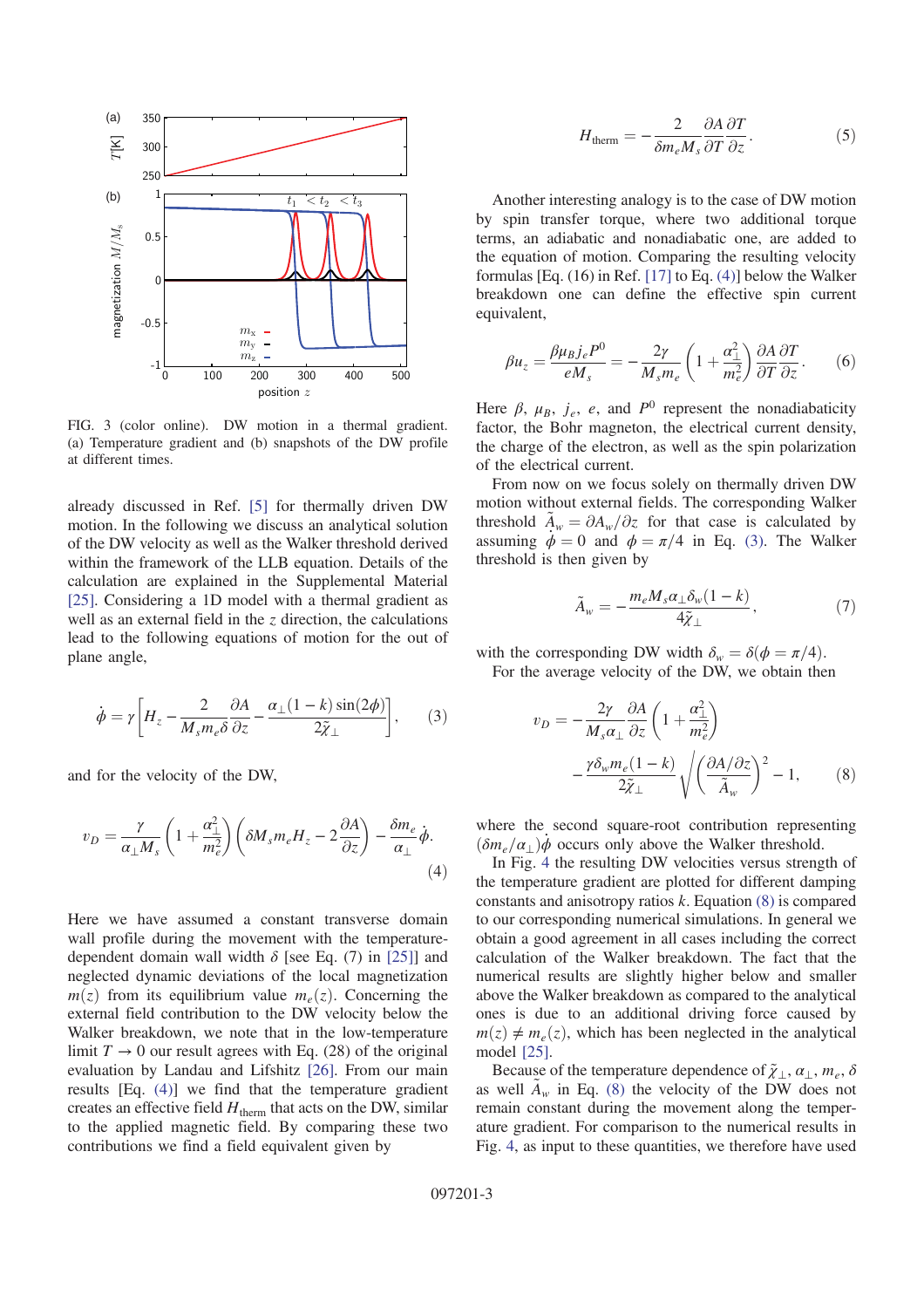FIG. 3 (color online). DW motion in a thermal gradient. (a) Temperature gradient and (b) snapshots of the DW profile at different times.

already discussed in Ref. [5] for thermally driven DW motion. In the following we discuss an analytical solution of the DW velocity as well as the Walker threshold derived within the framework of the LLB equation. Details of the calculation are explained in the Supplemental Material [25]. Considering a 1D model with a thermal gradient as well as an external field in the $z$ direction, the calculations lead to the following equations of motion for the out of plane angle,

$$\dot{\phi} = \gamma\left[H_z - \frac{2}{M_s m_e \delta}\frac{\partial A}{\partial z} - \frac{\alpha_\perp(1-k)\sin(2\phi)}{2\tilde{\chi}_\perp}\right], \tag{3}$$

and for the velocity of the DW,

$$v_D = \frac{\gamma}{\alpha_\perp M_s}\left(1 + \frac{\alpha_\perp^2}{m_e^2}\right)\left(\delta M_s m_e H_z - 2\frac{\partial A}{\partial z}\right) - \frac{\delta m_e}{\alpha_\perp}\dot{\phi}. \tag{4}$$

Here we have assumed a constant transverse domain wall profile during the movement with the temperature-dependent domain wall width $\delta$ [see Eq. (7) in [25]] and neglected dynamic deviations of the local magnetization $m(z)$ from its equilibrium value $m_e(z)$. Concerning the external field contribution to the DW velocity below the Walker breakdown, we note that in the low-temperature limit $T \to 0$ our result agrees with Eq. (28) of the original evaluation by Landau and Lifshitz [26]. From our main results [Eq. (4)] we find that the temperature gradient creates an effective field $H_{\text{therm}}$ that acts on the DW, similar to the applied magnetic field. By comparing these two contributions we find a field equivalent given by

$$H_{\text{therm}} = -\frac{2}{\delta m_e M_s}\frac{\partial A}{\partial T}\frac{\partial T}{\partial z}. \tag{5}$$

Another interesting analogy is to the case of DW motion by spin transfer torque, where two additional torque terms, an adiabatic and nonadiabatic one, are added to the equation of motion. Comparing the resulting velocity formulas [Eq. (16) in Ref. [17] to Eq. (4)] below the Walker breakdown one can define the effective spin current equivalent,

$$\beta u_z = \frac{\beta \mu_B j_e P^0}{e M_s} = -\frac{2\gamma}{M_s m_e}\left(1 + \frac{\alpha_\perp^2}{m_e^2}\right)\frac{\partial A}{\partial T}\frac{\partial T}{\partial z}. \tag{6}$$

Here $\beta$, $\mu_B$, $j_e$, $e$, and $P^0$ represent the nonadiabaticity factor, the Bohr magneton, the electrical current density, the charge of the electron, as well as the spin polarization of the electrical current.

From now on we focus solely on thermally driven DW motion without external fields. The corresponding Walker threshold $\tilde{A}_w = \partial A_w/\partial z$ for that case is calculated by assuming $\dot{\phi} = 0$ and $\phi = \pi/4$ in Eq. (3). The Walker threshold is then given by

$$\tilde{A}_w = -\frac{m_e M_s \alpha_\perp \delta_w (1-k)}{4\tilde{\chi}_\perp}, \tag{7}$$

with the corresponding DW width $\delta_w = \delta(\phi = \pi/4)$.

For the average velocity of the DW, we obtain then

$$v_D = -\frac{2\gamma}{M_s\alpha_\perp}\frac{\partial A}{\partial z}\left(1 + \frac{\alpha_\perp^2}{m_e^2}\right) - \frac{\gamma\delta_w m_e(1-k)}{2\tilde{\chi}_\perp}\sqrt{\left(\frac{\partial A/\partial z}{\tilde{A}_w}\right)^2 - 1}, \tag{8}$$

where the second square-root contribution representing $(\delta m_e/\alpha_\perp)\dot{\phi}$ occurs only above the Walker threshold.

In Fig. 4 the resulting DW velocities versus strength of the temperature gradient are plotted for different damping constants and anisotropy ratios $k$. Equation (8) is compared to our corresponding numerical simulations. In general we obtain a good agreement in all cases including the correct calculation of the Walker breakdown. The fact that the numerical results are slightly higher below and smaller above the Walker breakdown as compared to the analytical ones is due to an additional driving force caused by $m(z) \neq m_e(z)$, which has been neglected in the analytical model [25].

Because of the temperature dependence of $\tilde{\chi}_\perp$, $\alpha_\perp$, $m_e$, $\delta$ as well as $\tilde{A}_w$ in Eq. (8) the velocity of the DW does not remain constant during the movement along the temperature gradient. For comparison to the numerical results in Fig. 4, as input to these quantities, we therefore have used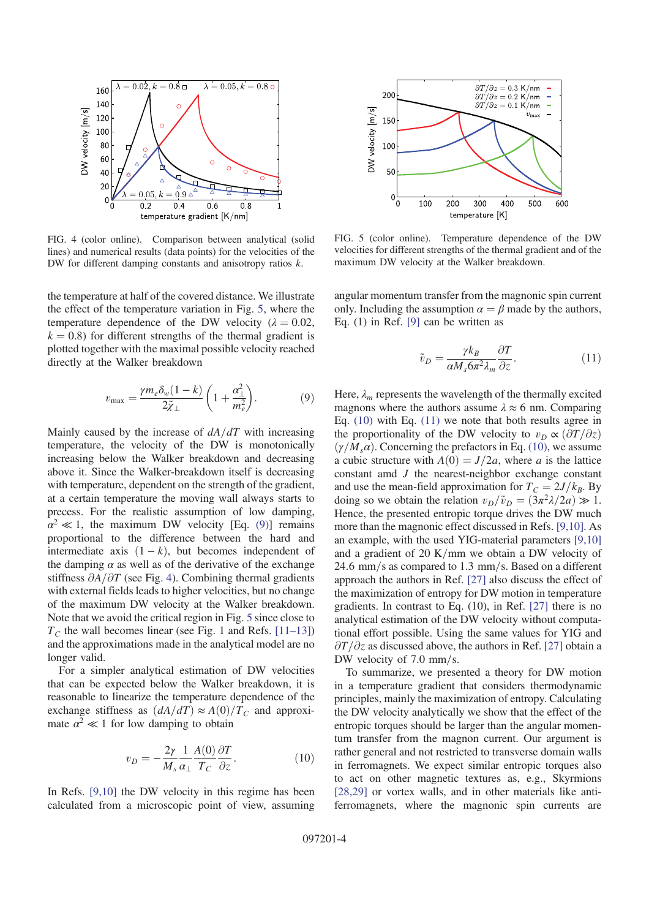FIG. 4 (color online). Comparison between analytical (solid lines) and numerical results (data points) for the velocities of the DW for different damping constants and anisotropy ratios $k$.

FIG. 5 (color online). Temperature dependence of the DW velocities for different strengths of the thermal gradient and of the maximum DW velocity at the Walker breakdown.

the temperature at half of the covered distance. We illustrate the effect of the temperature variation in Fig. 5, where the temperature dependence of the DW velocity ($\lambda = 0.02$, $k = 0.8$) for different strengths of the thermal gradient is plotted together with the maximal possible velocity reached directly at the Walker breakdown

$$v_{\max} = \frac{\gamma m_e \delta_w (1-k)}{2\tilde{\chi}_\perp}\left(1 + \frac{\alpha_\perp^2}{m_e^2}\right). \tag{9}$$

Mainly caused by the increase of $dA/dT$ with increasing temperature, the velocity of the DW is monotonically increasing below the Walker breakdown and decreasing above it. Since the Walker-breakdown itself is decreasing with temperature, dependent on the strength of the gradient, at a certain temperature the moving wall always starts to precess. For the realistic assumption of low damping, $\alpha^2 \ll 1$, the maximum DW velocity [Eq. (9)] remains proportional to the difference between the hard and intermediate axis $(1-k)$, but becomes independent of the damping $\alpha$ as well as of the derivative of the exchange stiffness $\partial A/\partial T$ (see Fig. 4). Combining thermal gradients with external fields leads to higher velocities, but no change of the maximum DW velocity at the Walker breakdown. Note that we avoid the critical region in Fig. 5 since close to $T_C$ the wall becomes linear (see Fig. 1 and Refs. [11–13]) and the approximations made in the analytical model are no longer valid.

For a simpler analytical estimation of DW velocities that can be expected below the Walker breakdown, it is reasonable to linearize the temperature dependence of the exchange stiffness as $(dA/dT) \approx A(0)/T_C$ and approximate $\alpha^2 \ll 1$ for low damping to obtain

$$v_D = -\frac{2\gamma}{M_s}\frac{1}{\alpha_\perp}\frac{A(0)}{T_C}\frac{\partial T}{\partial z}. \tag{10}$$

In Refs. [9,10] the DW velocity in this regime has been calculated from a microscopic point of view, assuming angular momentum transfer from the magnonic spin current only. Including the assumption $\alpha = \beta$ made by the authors, Eq. (1) in Ref. [9] can be written as

$$\tilde{v}_D = \frac{\gamma k_B}{\alpha M_s 6\pi^2 \lambda_m}\frac{\partial T}{\partial z}. \tag{11}$$

Here, $\lambda_m$ represents the wavelength of the thermally excited magnons where the authors assume $\lambda \approx 6$ nm. Comparing Eq. (10) with Eq. (11) we note that both results agree in the proportionality of the DW velocity to $v_D \propto (\partial T/\partial z)$ $(\gamma/M_s\alpha)$. Concerning the prefactors in Eq. (10), we assume a cubic structure with $A(0) = J/2a$, where $a$ is the lattice constant amd $J$ the nearest-neighbor exchange constant and use the mean-field approximation for $T_C = 2J/k_B$. By doing so we obtain the relation $v_D/\tilde{v}_D = (3\pi^2\lambda/2a) \gg 1$. Hence, the presented entropic torque drives the DW much more than the magnonic effect discussed in Refs. [9,10]. As an example, with the used YIG-material parameters [9,10] and a gradient of 20 K/mm we obtain a DW velocity of 24.6 mm/s as compared to 1.3 mm/s. Based on a different approach the authors in Ref. [27] also discuss the effect of the maximization of entropy for DW motion in temperature gradients. In contrast to Eq. (10), in Ref. [27] there is no analytical estimation of the DW velocity without computational effort possible. Using the same values for YIG and $\partial T/\partial z$ as discussed above, the authors in Ref. [27] obtain a DW velocity of 7.0 mm/s.

To summarize, we presented a theory for DW motion in a temperature gradient that considers thermodynamic principles, mainly the maximization of entropy. Calculating the DW velocity analytically we show that the effect of the entropic torques should be larger than the angular momentum transfer from the magnon current. Our argument is rather general and not restricted to transverse domain walls in ferromagnets. We expect similar entropic torques also to act on other magnetic textures as, e.g., Skyrmions [28,29] or vortex walls, and in other materials like antiferromagnets, where the magnonic spin currents are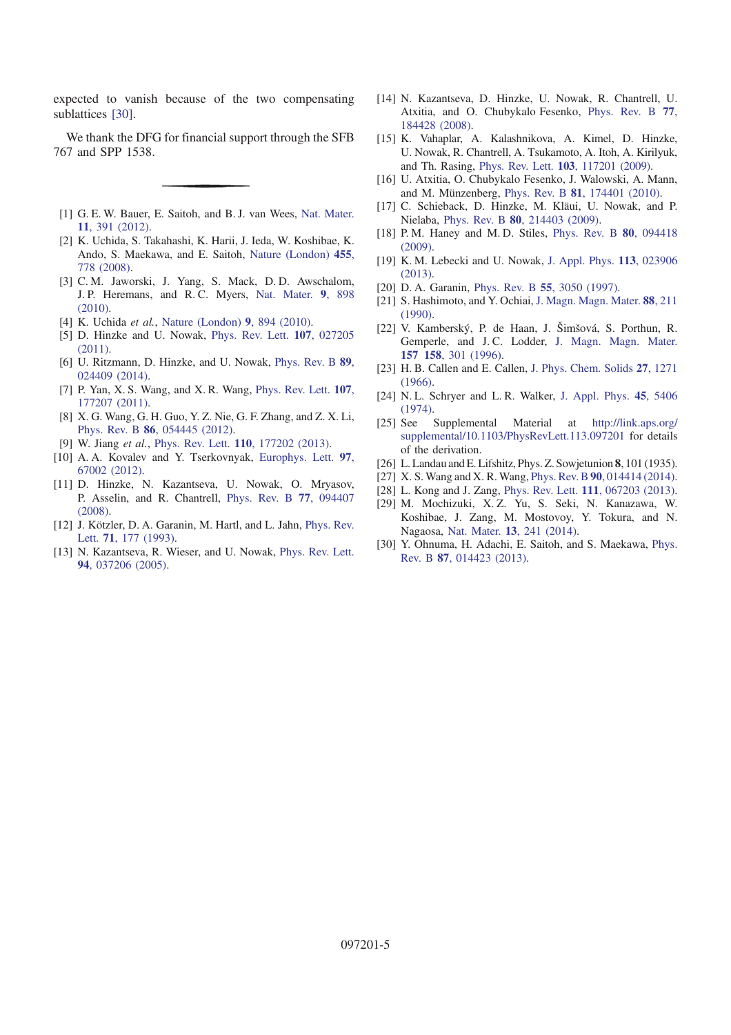expected to vanish because of the two compensating sublattices [30].

We thank the DFG for financial support through the SFB 767 and SPP 1538.

---

[1] G. E. W. Bauer, E. Saitoh, and B. J. van Wees, Nat. Mater. **11**, 391 (2012).

[2] K. Uchida, S. Takahashi, K. Harii, J. Ieda, W. Koshibae, K. Ando, S. Maekawa, and E. Saitoh, Nature (London) **455**, 778 (2008).

[3] C. M. Jaworski, J. Yang, S. Mack, D. D. Awschalom, J. P. Heremans, and R. C. Myers, Nat. Mater. **9**, 898 (2010).

[4] K. Uchida *et al.*, Nature (London) **9**, 894 (2010).

[5] D. Hinzke and U. Nowak, Phys. Rev. Lett. **107**, 027205 (2011).

[6] U. Ritzmann, D. Hinzke, and U. Nowak, Phys. Rev. B **89**, 024409 (2014).

[7] P. Yan, X. S. Wang, and X. R. Wang, Phys. Rev. Lett. **107**, 177207 (2011).

[8] X. G. Wang, G. H. Guo, Y. Z. Nie, G. F. Zhang, and Z. X. Li, Phys. Rev. B **86**, 054445 (2012).

[9] W. Jiang *et al.*, Phys. Rev. Lett. **110**, 177202 (2013).

[10] A. A. Kovalev and Y. Tserkovnyak, Europhys. Lett. **97**, 67002 (2012).

[11] D. Hinzke, N. Kazantseva, U. Nowak, O. Mryasov, P. Asselin, and R. Chantrell, Phys. Rev. B **77**, 094407 (2008).

[12] J. Kötzler, D. A. Garanin, M. Hartl, and L. Jahn, Phys. Rev. Lett. **71**, 177 (1993).

[13] N. Kazantseva, R. Wieser, and U. Nowak, Phys. Rev. Lett. **94**, 037206 (2005).

[14] N. Kazantseva, D. Hinzke, U. Nowak, R. Chantrell, U. Atxitia, and O. Chubykalo Fesenko, Phys. Rev. B **77**, 184428 (2008).

[15] K. Vahaplar, A. Kalashnikova, A. Kimel, D. Hinzke, U. Nowak, R. Chantrell, A. Tsukamoto, A. Itoh, A. Kirilyuk, and Th. Rasing, Phys. Rev. Lett. **103**, 117201 (2009).

[16] U. Atxitia, O. Chubykalo Fesenko, J. Walowski, A. Mann, and M. Münzenberg, Phys. Rev. B **81**, 174401 (2010).

[17] C. Schieback, D. Hinzke, M. Kläui, U. Nowak, and P. Nielaba, Phys. Rev. B **80**, 214403 (2009).

[18] P. M. Haney and M. D. Stiles, Phys. Rev. B **80**, 094418 (2009).

[19] K. M. Lebecki and U. Nowak, J. Appl. Phys. **113**, 023906 (2013).

[20] D. A. Garanin, Phys. Rev. B **55**, 3050 (1997).

[21] S. Hashimoto, and Y. Ochiai, J. Magn. Magn. Mater. **88**, 211 (1990).

[22] V. Kamberský, P. de Haan, J. Šimšová, S. Porthun, R. Gemperle, and J. C. Lodder, J. Magn. Magn. Mater. **157 158**, 301 (1996).

[23] H. B. Callen and E. Callen, J. Phys. Chem. Solids **27**, 1271 (1966).

[24] N. L. Schryer and L. R. Walker, J. Appl. Phys. **45**, 5406 (1974).

[25] See Supplemental Material at http://link.aps.org/supplemental/10.1103/PhysRevLett.113.097201 for details of the derivation.

[26] L. Landau and E. Lifshitz, Phys. Z. Sowjetunion **8**, 101 (1935).

[27] X. S. Wang and X. R. Wang, Phys. Rev. B **90**, 014414 (2014).

[28] L. Kong and J. Zang, Phys. Rev. Lett. **111**, 067203 (2013).

[29] M. Mochizuki, X. Z. Yu, S. Seki, N. Kanazawa, W. Koshibae, J. Zang, M. Mostovoy, Y. Tokura, and N. Nagaosa, Nat. Mater. **13**, 241 (2014).

[30] Y. Ohnuma, H. Adachi, E. Saitoh, and S. Maekawa, Phys. Rev. B **87**, 014423 (2013).